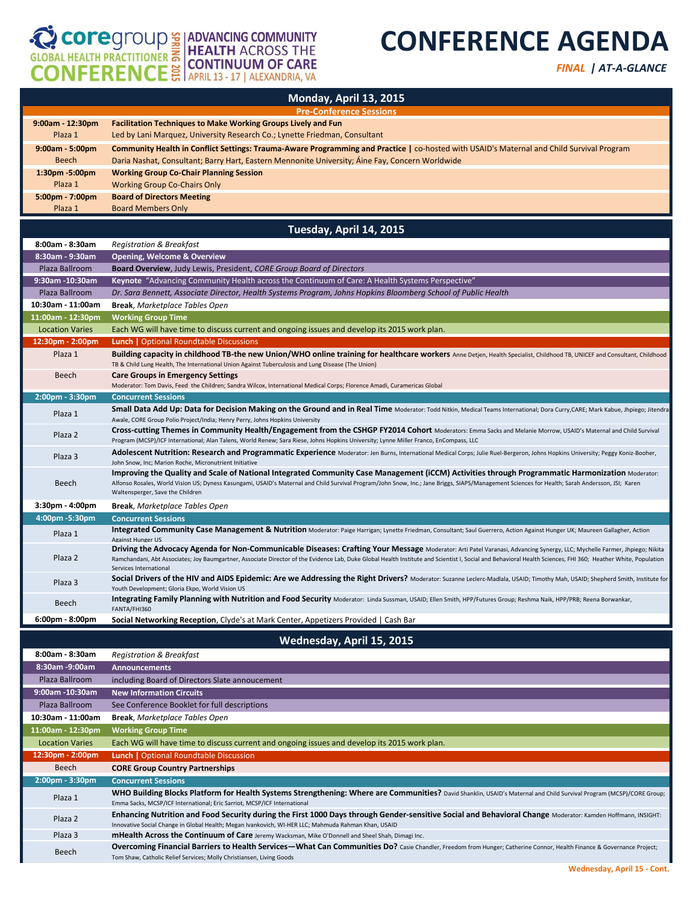# CORE Group Global Health Practitioner Conference — Spring 2015

**ADVANCING COMMUNITY HEALTH ACROSS THE CONTINUUM OF CARE**
APRIL 13 - 17 | ALEXANDRIA, VA

# CONFERENCE AGENDA

***FINAL** | AT-A-GLANCE*

## Monday, April 13, 2015

**Pre-Conference Sessions**

| Time / Location | Session |
|---|---|
| **9:00am - 12:30pm**<br>Plaza 1 | **Facilitation Techniques to Make Working Groups Lively and Fun**<br>Led by Lani Marquez, University Research Co.; Lynette Friedman, Consultant |
| **9:00am - 5:00pm**<br>Beech | **Community Health in Conflict Settings: Trauma-Aware Programming and Practice \|** co-hosted with USAID's Maternal and Child Survival Program<br>Daria Nashat, Consultant; Barry Hart, Eastern Mennonite University; Áine Fay, Concern Worldwide |
| **1:30pm -5:00pm**<br>Plaza 1 | **Working Group Co-Chair Planning Session**<br>Working Group Co-Chairs Only |
| **5:00pm - 7:00pm**<br>Plaza 1 | **Board of Directors Meeting**<br>Board Members Only |

## Tuesday, April 14, 2015

| Time / Location | Session |
|---|---|
| **8:00am - 8:30am** | *Registration & Breakfast* |
| **8:30am - 9:30am** | **Opening, Welcome & Overview** |
| Plaza Ballroom | **Board Overview**, Judy Lewis, President, *CORE Group Board of Directors* |
| **9:30am -10:30am** | **Keynote** "Advancing Community Health across the Continuum of Care: A Health Systems Perspective" |
| Plaza Ballroom | *Dr. Sara Bennett, Associate Director, Health Systems Program, Johns Hopkins Bloomberg School of Public Health* |
| **10:30am - 11:00am** | **Break**, *Marketplace Tables Open* |
| **11:00am - 12:30pm** | **Working Group Time** |
| Location Varies | Each WG will have time to discuss current and ongoing issues and develop its 2015 work plan. |
| **12:30pm - 2:00pm** | **Lunch \|** Optional Roundtable Discussions |
| Plaza 1 | **Building capacity in childhood TB-the new Union/WHO online training for healthcare workers** Anne Detjen, Health Specialist, Childhood TB, UNICEF and Consultant, Childhood TB & Child Lung Health, The International Union Against Tuberculosis and Lung Disease (The Union) |
| Beech | **Care Groups in Emergency Settings**<br>Moderator: Tom Davis, Feed the Children; Sandra Wilcox, International Medical Corps; Florence Amadi, Curamericas Global |
| **2:00pm - 3:30pm** | **Concurrent Sessions** |
| Plaza 1 | **Small Data Add Up: Data for Decision Making on the Ground and in Real Time** Moderator: Todd Nitkin, Medical Teams International; Dora Curry,CARE; Mark Kabue, Jhpiego; Jitendra Awale, CORE Group Polio Project/India; Henry Perry, Johns Hopkins University |
| Plaza 2 | **Cross-cutting Themes in Community Health/Engagement from the CSHGP FY2014 Cohort** Moderators: Emma Sacks and Melanie Morrow, USAID's Maternal and Child Survival Program (MCSP)/ICF International; Alan Talens, World Renew; Sara Riese, Johns Hopkins University; Lynne Miller Franco, EnCompass, LLC |
| Plaza 3 | **Adolescent Nutrition: Research and Programmatic Experience** Moderator: Jen Burns, International Medical Corps; Julie Ruel-Bergeron, Johns Hopkins University; Peggy Koniz-Booher, John Snow, Inc; Marion Roche, Micronutrient Initiative |
| Beech | **Improving the Quality and Scale of National Integrated Community Case Management (iCCM) Activities through Programmatic Harmonization** Moderator: Alfonso Rosales, World Vision US; Dyness Kasungami, USAID's Maternal and Child Survival Program/John Snow, Inc.; Jane Briggs, SIAPS/Management Sciences for Health; Sarah Andersson, JSI; Karen Waltensperger, Save the Children |
| **3:30pm - 4:00pm** | **Break**, *Marketplace Tables Open* |
| **4:00pm -5:30pm** | **Concurrent Sessions** |
| Plaza 1 | **Integrated Community Case Management & Nutrition** Moderator: Paige Harrigan; Lynette Friedman, Consultant; Saul Guerrero, Action Against Hunger UK; Maureen Gallagher, Action Against Hunger US |
| Plaza 2 | **Driving the Advocacy Agenda for Non-Communicable Diseases: Crafting Your Message** Moderator: Arti Patel Varanasi, Advancing Synergy, LLC; Mychelle Farmer, Jhpiego; Nikita Ramchandani, Abt Associates; Joy Baumgartner, Associate Director of the Evidence Lab, Duke Global Health Institute and Scientist I, Social and Behavioral Health Sciences, FHI 360; Heather White, Population Services International |
| Plaza 3 | **Social Drivers of the HIV and AIDS Epidemic: Are we Addressing the Right Drivers?** Moderator: Suzanne Leclerc-Madlala, USAID; Timothy Mah, USAID; Shepherd Smith, Institute for Youth Development; Gloria Ekpo, World Vision US |
| Beech | **Integrating Family Planning with Nutrition and Food Security** Moderator: Linda Sussman, USAID; Ellen Smith, HPP/Futures Group; Reshma Naik, HPP/PRB; Reena Borwankar, FANTA/FHI360 |
| **6:00pm - 8:00pm** | **Social Networking Reception**, Clyde's at Mark Center, Appetizers Provided \| Cash Bar |

## Wednesday, April 15, 2015

| Time / Location | Session |
|---|---|
| **8:00am - 8:30am** | *Registration & Breakfast* |
| **8:30am -9:00am** | **Announcements** |
| Plaza Ballroom | including Board of Directors Slate annoucement |
| **9:00am -10:30am** | **New Information Circuits** |
| Plaza Ballroom | See Conference Booklet for full descriptions |
| **10:30am - 11:00am** | **Break**, *Marketplace Tables Open* |
| **11:00am - 12:30pm** | **Working Group Time** |
| Location Varies | Each WG will have time to discuss current and ongoing issues and develop its 2015 work plan. |
| **12:30pm - 2:00pm** | **Lunch \|** Optional Roundtable Discussion |
| Beech | **CORE Group Country Partnerships** |
| **2:00pm - 3:30pm** | **Concurrent Sessions** |
| Plaza 1 | **WHO Building Blocks Platform for Health Systems Strengthening: Where are Communities?** David Shanklin, USAID's Maternal and Child Survival Program (MCSP)/CORE Group; Emma Sacks, MCSP/ICF International; Eric Sarriot, MCSP/ICF International |
| Plaza 2 | **Enhancing Nutrition and Food Security during the First 1000 Days through Gender-sensitive Social and Behavioral Change** Moderator: Kamden Hoffmann, INSIGHT: Innovative Social Change in Global Health; Megan Ivankovich, WI-HER LLC; Mahmuda Rahman Khan, USAID |
| Plaza 3 | **mHealth Across the Continuum of Care** Jeremy Wacksman, Mike O'Donnell and Sheel Shah, Dimagi Inc. |
| Beech | **Overcoming Financial Barriers to Health Services—What Can Communities Do?** Casie Chandler, Freedom from Hunger; Catherine Connor, Health Finance & Governance Project; Tom Shaw, Catholic Relief Services; Molly Christiansen, Living Goods |

**Wednesday, April 15 - Cont.**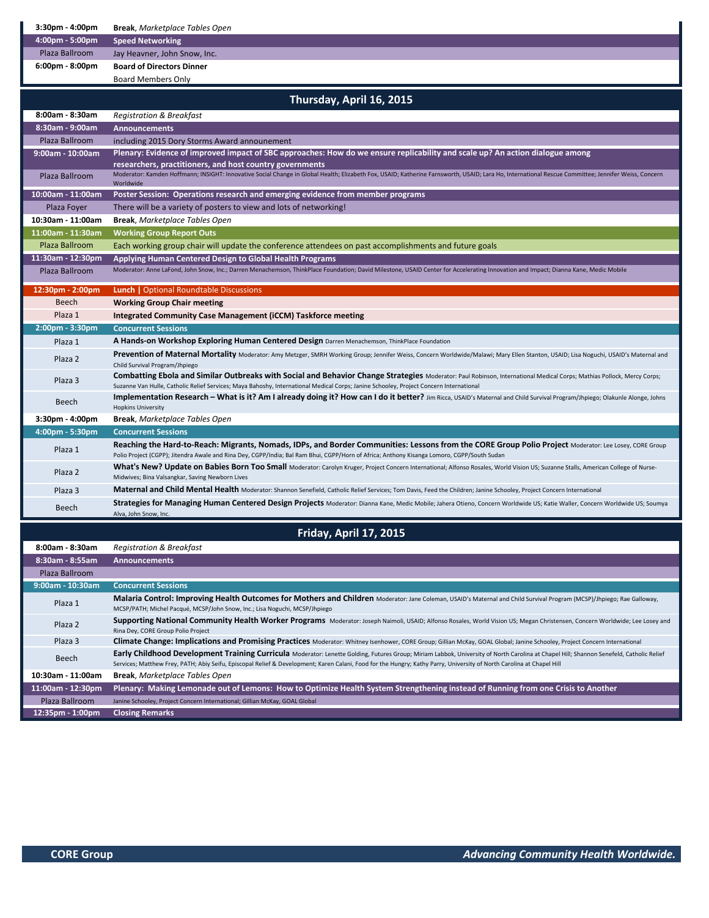| | |
|---|---|
| **3:30pm - 4:00pm** | **Break**, *Marketplace Tables Open* |
| **4:00pm - 5:00pm** | **Speed Networking** |
| Plaza Ballroom | Jay Heavner, John Snow, Inc. |
| **6:00pm - 8:00pm** | **Board of Directors Dinner** |
| | Board Members Only |

## Thursday, April 16, 2015

| | |
|---|---|
| **8:00am - 8:30am** | *Registration & Breakfast* |
| **8:30am - 9:00am** | **Announcements** |
| Plaza Ballroom | including 2015 Dory Storms Award announement |
| **9:00am - 10:00am** | **Plenary: Evidence of improved impact of SBC approaches: How do we ensure replicability and scale up? An action dialogue among researchers, practitioners, and host country governments** |
| Plaza Ballroom | Moderator: Kamden Hoffmann; INSIGHT: Innovative Social Change in Global Health; Elizabeth Fox, USAID; Katherine Farnsworth, USAID; Lara Ho, International Rescue Committee; Jennifer Weiss, Concern Worldwide |
| **10:00am - 11:00am** | **Poster Session: Operations research and emerging evidence from member programs** |
| Plaza Foyer | There will be a variety of posters to view and lots of networking! |
| **10:30am - 11:00am** | **Break**, *Marketplace Tables Open* |
| **11:00am - 11:30am** | **Working Group Report Outs** |
| Plaza Ballroom | Each working group chair will update the conference attendees on past accomplishments and future goals |
| **11:30am - 12:30pm** | **Applying Human Centered Design to Global Health Programs** |
| Plaza Ballroom | Moderator: Anne LaFond, John Snow, Inc.; Darren Menachemson, ThinkPlace Foundation; David Milestone, USAID Center for Accelerating Innovation and Impact; Dianna Kane, Medic Mobile |
| **12:30pm - 2:00pm** | **Lunch \|** Optional Roundtable Discussions |
| Beech | **Working Group Chair meeting** |
| Plaza 1 | **Integrated Community Case Management (iCCM) Taskforce meeting** |
| **2:00pm - 3:30pm** | **Concurrent Sessions** |
| Plaza 1 | **A Hands-on Workshop Exploring Human Centered Design** Darren Menachemson, ThinkPlace Foundation |
| Plaza 2 | **Prevention of Maternal Mortality** Moderator: Amy Metzger, SMRH Working Group; Jennifer Weiss, Concern Worldwide/Malawi; Mary Ellen Stanton, USAID; Lisa Noguchi, USAID's Maternal and Child Survival Program/Jhpiego |
| Plaza 3 | **Combatting Ebola and Similar Outbreaks with Social and Behavior Change Strategies** Moderator: Paul Robinson, International Medical Corps; Mathias Pollock, Mercy Corps; Suzanne Van Hulle, Catholic Relief Services; Maya Bahoshy, International Medical Corps; Janine Schooley, Project Concern International |
| Beech | **Implementation Research – What is it? Am I already doing it? How can I do it better?** Jim Ricca, USAID's Maternal and Child Survival Program/Jhpiego; Olakunle Alonge, Johns Hopkins University |
| **3:30pm - 4:00pm** | **Break**, *Marketplace Tables Open* |
| **4:00pm - 5:30pm** | **Concurrent Sessions** |
| Plaza 1 | **Reaching the Hard-to-Reach: Migrants, Nomads, IDPs, and Border Communities: Lessons from the CORE Group Polio Project** Moderator: Lee Losey, CORE Group Polio Project (CGPP); Jitendra Awale and Rina Dey, CGPP/India; Bal Ram Bhui, CGPP/Horn of Africa; Anthony Kisanga Lomoro, CGPP/South Sudan |
| Plaza 2 | **What's New? Update on Babies Born Too Small** Moderator: Carolyn Kruger, Project Concern International; Alfonso Rosales, World Vision US; Suzanne Stalls, American College of Nurse-Midwives; Bina Valsangkar, Saving Newborn Lives |
| Plaza 3 | **Maternal and Child Mental Health** Moderator: Shannon Senefeld, Catholic Relief Services; Tom Davis, Feed the Children; Janine Schooley, Project Concern International |
| Beech | **Strategies for Managing Human Centered Design Projects** Moderator: Dianna Kane, Medic Mobile; Jahera Otieno, Concern Worldwide US; Katie Waller, Concern Worldwide US; Soumya Alva, John Snow, Inc. |

## Friday, April 17, 2015

| | |
|---|---|
| **8:00am - 8:30am** | *Registration & Breakfast* |
| **8:30am - 8:55am** | **Announcements** |
| Plaza Ballroom | |
| **9:00am - 10:30am** | **Concurrent Sessions** |
| Plaza 1 | **Malaria Control: Improving Health Outcomes for Mothers and Children** Moderator: Jane Coleman, USAID's Maternal and Child Survival Program (MCSP)/Jhpiego; Rae Galloway, MCSP/PATH; Michel Pacqué, MCSP/John Snow, Inc.; Lisa Noguchi, MCSP/Jhpiego |
| Plaza 2 | **Supporting National Community Health Worker Programs** Moderator: Joseph Naimoli, USAID; Alfonso Rosales, World Vision US; Megan Christensen, Concern Worldwide; Lee Losey and Rina Dey, CORE Group Polio Project |
| Plaza 3 | **Climate Change: Implications and Promising Practices** Moderator: Whitney Isenhower, CORE Group; Gillian McKay, GOAL Global; Janine Schooley, Project Concern International |
| Beech | **Early Childhood Development Training Curricula** Moderator: Lenette Golding, Futures Group; Miriam Labbok, University of North Carolina at Chapel Hill; Shannon Senefeld, Catholic Relief Services; Matthew Frey, PATH; Abiy Seifu, Episcopal Relief & Development; Karen Calani, Food for the Hungry; Kathy Parry, University of North Carolina at Chapel Hill |
| **10:30am - 11:00am** | **Break**, *Marketplace Tables Open* |
| **11:00am - 12:30pm** | **Plenary: Making Lemonade out of Lemons: How to Optimize Health System Strengthening instead of Running from one Crisis to Another** |
| Plaza Ballroom | Janine Schooley, Project Concern International; Gillian McKay, GOAL Global |
| **12:35pm - 1:00pm** | **Closing Remarks** |